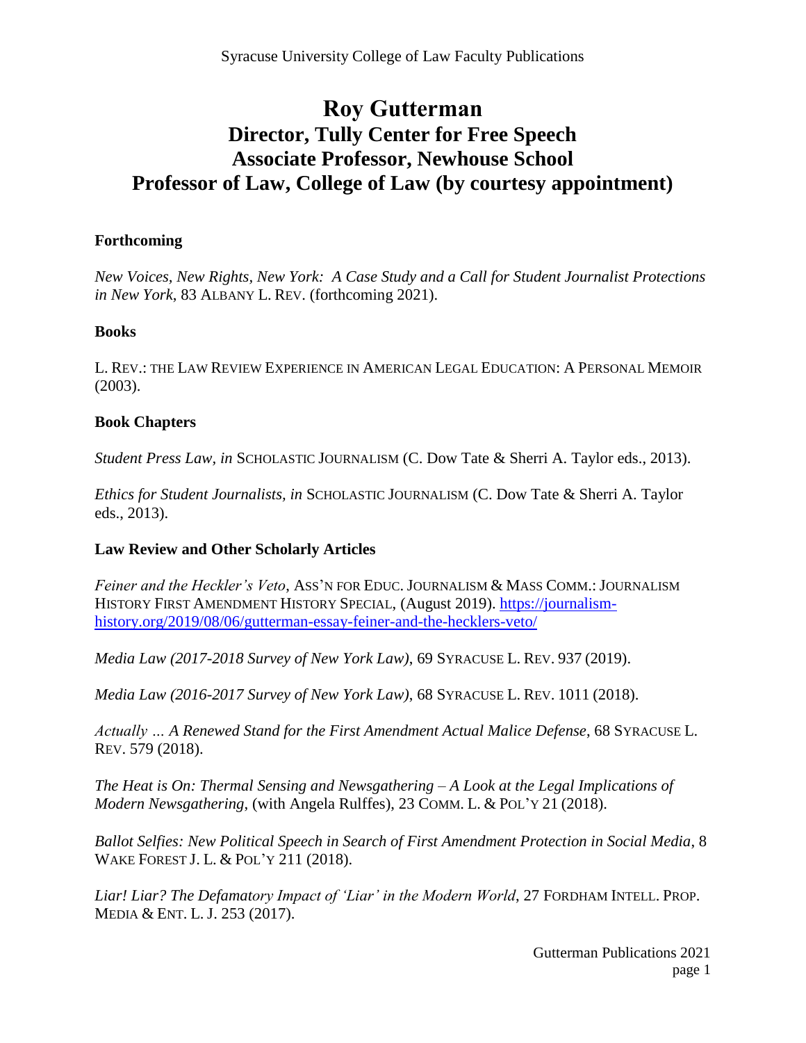# Roy Gutterman
## Director, Tully Center for Free Speech
## Associate Professor, Newhouse School
## Professor of Law, College of Law (by courtesy appointment)

### Forthcoming

*New Voices, New Rights, New York: A Case Study and a Call for Student Journalist Protections in New York*, 83 ALBANY L. REV. (forthcoming 2021).

### Books

L. REV.: THE LAW REVIEW EXPERIENCE IN AMERICAN LEGAL EDUCATION: A PERSONAL MEMOIR (2003).

### Book Chapters

*Student Press Law, in* SCHOLASTIC JOURNALISM (C. Dow Tate & Sherri A. Taylor eds., 2013).

*Ethics for Student Journalists, in* SCHOLASTIC JOURNALISM (C. Dow Tate & Sherri A. Taylor eds., 2013).

### Law Review and Other Scholarly Articles

*Feiner and the Heckler's Veto*, ASS'N FOR EDUC. JOURNALISM & MASS COMM.: JOURNALISM HISTORY FIRST AMENDMENT HISTORY SPECIAL, (August 2019). https://journalism-history.org/2019/08/06/gutterman-essay-feiner-and-the-hecklers-veto/

*Media Law (2017-2018 Survey of New York Law)*, 69 SYRACUSE L. REV. 937 (2019).

*Media Law (2016-2017 Survey of New York Law)*, 68 SYRACUSE L. REV. 1011 (2018).

*Actually … A Renewed Stand for the First Amendment Actual Malice Defense*, 68 SYRACUSE L. REV. 579 (2018).

*The Heat is On: Thermal Sensing and Newsgathering – A Look at the Legal Implications of Modern Newsgathering*, (with Angela Rulffes), 23 COMM. L. & POL'Y 21 (2018).

*Ballot Selfies: New Political Speech in Search of First Amendment Protection in Social Media*, 8 WAKE FOREST J. L. & POL'Y 211 (2018).

*Liar! Liar? The Defamatory Impact of 'Liar' in the Modern World*, 27 FORDHAM INTELL. PROP. MEDIA & ENT. L. J. 253 (2017).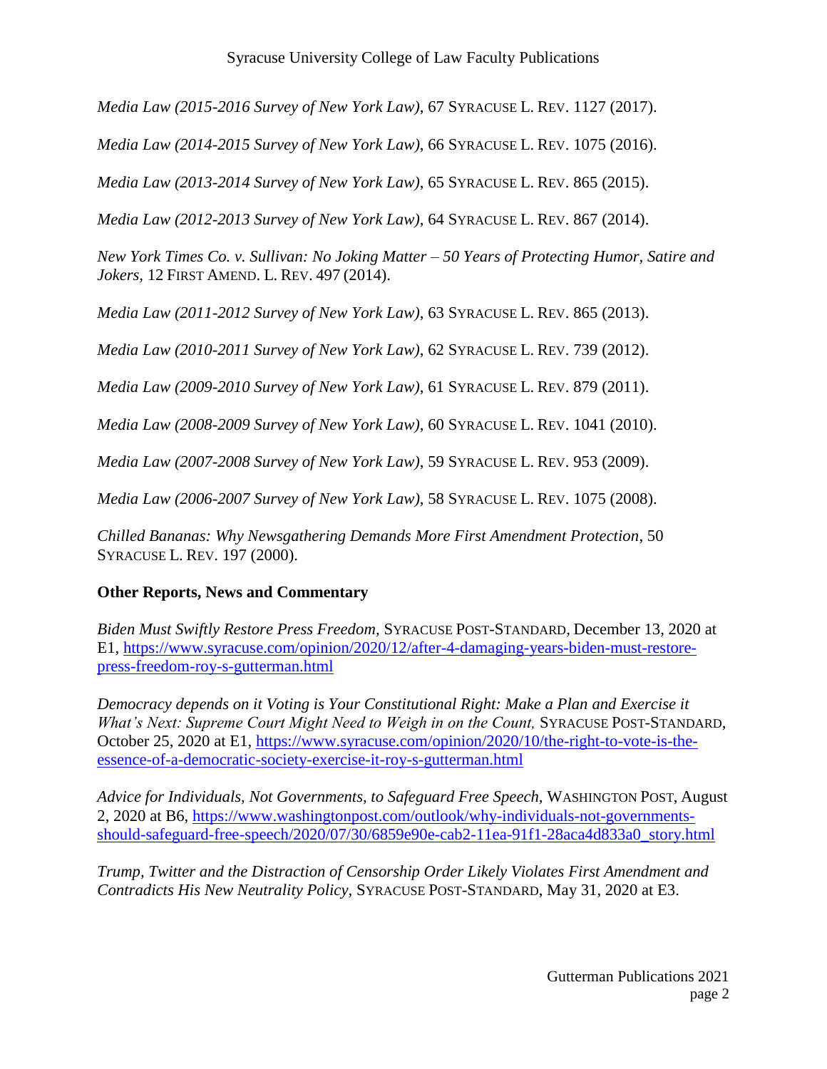*Media Law (2015-2016 Survey of New York Law)*, 67 SYRACUSE L. REV. 1127 (2017).

*Media Law (2014-2015 Survey of New York Law)*, 66 SYRACUSE L. REV. 1075 (2016).

*Media Law (2013-2014 Survey of New York Law)*, 65 SYRACUSE L. REV. 865 (2015).

*Media Law (2012-2013 Survey of New York Law)*, 64 SYRACUSE L. REV. 867 (2014).

*New York Times Co. v. Sullivan: No Joking Matter – 50 Years of Protecting Humor, Satire and Jokers,* 12 FIRST AMEND. L. REV. 497 (2014).

*Media Law (2011-2012 Survey of New York Law)*, 63 SYRACUSE L. REV. 865 (2013).

*Media Law (2010-2011 Survey of New York Law)*, 62 SYRACUSE L. REV. 739 (2012).

*Media Law (2009-2010 Survey of New York Law)*, 61 SYRACUSE L. REV. 879 (2011).

*Media Law (2008-2009 Survey of New York Law)*, 60 SYRACUSE L. REV. 1041 (2010).

*Media Law (2007-2008 Survey of New York Law)*, 59 SYRACUSE L. REV. 953 (2009).

*Media Law (2006-2007 Survey of New York Law)*, 58 SYRACUSE L. REV. 1075 (2008).

*Chilled Bananas: Why Newsgathering Demands More First Amendment Protection*, 50 SYRACUSE L. REV. 197 (2000).

**Other Reports, News and Commentary**

*Biden Must Swiftly Restore Press Freedom,* SYRACUSE POST-STANDARD, December 13, 2020 at E1, https://www.syracuse.com/opinion/2020/12/after-4-damaging-years-biden-must-restore-press-freedom-roy-s-gutterman.html

*Democracy depends on it Voting is Your Constitutional Right: Make a Plan and Exercise it What's Next: Supreme Court Might Need to Weigh in on the Count,* SYRACUSE POST-STANDARD, October 25, 2020 at E1, https://www.syracuse.com/opinion/2020/10/the-right-to-vote-is-the-essence-of-a-democratic-society-exercise-it-roy-s-gutterman.html

*Advice for Individuals, Not Governments, to Safeguard Free Speech,* WASHINGTON POST, August 2, 2020 at B6, https://www.washingtonpost.com/outlook/why-individuals-not-governments-should-safeguard-free-speech/2020/07/30/6859e90e-cab2-11ea-91f1-28aca4d833a0_story.html

*Trump, Twitter and the Distraction of Censorship Order Likely Violates First Amendment and Contradicts His New Neutrality Policy,* SYRACUSE POST-STANDARD, May 31, 2020 at E3.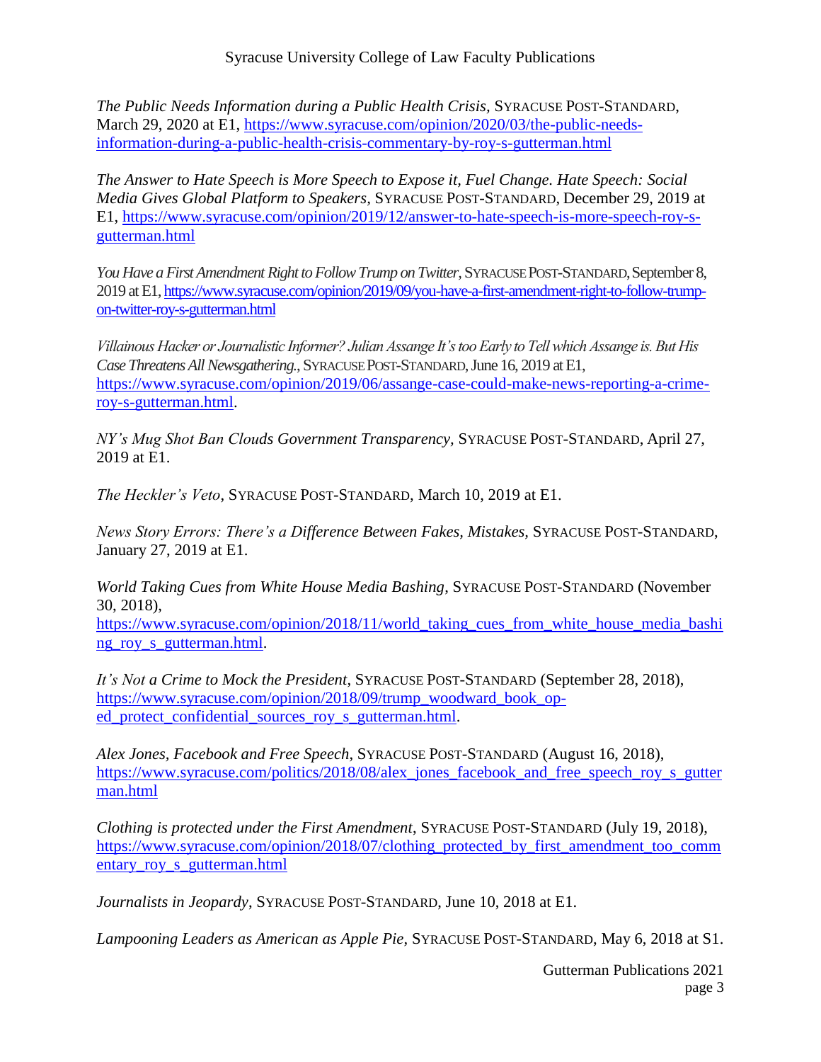*The Public Needs Information during a Public Health Crisis*, SYRACUSE POST-STANDARD, March 29, 2020 at E1, https://www.syracuse.com/opinion/2020/03/the-public-needs-information-during-a-public-health-crisis-commentary-by-roy-s-gutterman.html

*The Answer to Hate Speech is More Speech to Expose it, Fuel Change. Hate Speech: Social Media Gives Global Platform to Speakers*, SYRACUSE POST-STANDARD, December 29, 2019 at E1, https://www.syracuse.com/opinion/2019/12/answer-to-hate-speech-is-more-speech-roy-s-gutterman.html

*You Have a First Amendment Right to Follow Trump on Twitter*, SYRACUSE POST-STANDARD, September 8, 2019 at E1, https://www.syracuse.com/opinion/2019/09/you-have-a-first-amendment-right-to-follow-trump-on-twitter-roy-s-gutterman.html

*Villainous Hacker or Journalistic Informer? Julian Assange It's too Early to Tell which Assange is. But His Case Threatens All Newsgathering.*, SYRACUSE POST-STANDARD, June 16, 2019 at E1, https://www.syracuse.com/opinion/2019/06/assange-case-could-make-news-reporting-a-crime-roy-s-gutterman.html.

*NY's Mug Shot Ban Clouds Government Transparency*, SYRACUSE POST-STANDARD, April 27, 2019 at E1.

*The Heckler's Veto*, SYRACUSE POST-STANDARD, March 10, 2019 at E1.

*News Story Errors: There's a Difference Between Fakes, Mistakes*, SYRACUSE POST-STANDARD, January 27, 2019 at E1.

*World Taking Cues from White House Media Bashing*, SYRACUSE POST-STANDARD (November 30, 2018), https://www.syracuse.com/opinion/2018/11/world_taking_cues_from_white_house_media_bashing_roy_s_gutterman.html.

*It's Not a Crime to Mock the President*, SYRACUSE POST-STANDARD (September 28, 2018), https://www.syracuse.com/opinion/2018/09/trump_woodward_book_op-ed_protect_confidential_sources_roy_s_gutterman.html.

*Alex Jones, Facebook and Free Speech*, SYRACUSE POST-STANDARD (August 16, 2018), https://www.syracuse.com/politics/2018/08/alex_jones_facebook_and_free_speech_roy_s_gutterman.html

*Clothing is protected under the First Amendment*, SYRACUSE POST-STANDARD (July 19, 2018), https://www.syracuse.com/opinion/2018/07/clothing_protected_by_first_amendment_too_commentary_roy_s_gutterman.html

*Journalists in Jeopardy*, SYRACUSE POST-STANDARD, June 10, 2018 at E1.

*Lampooning Leaders as American as Apple Pie*, SYRACUSE POST-STANDARD, May 6, 2018 at S1.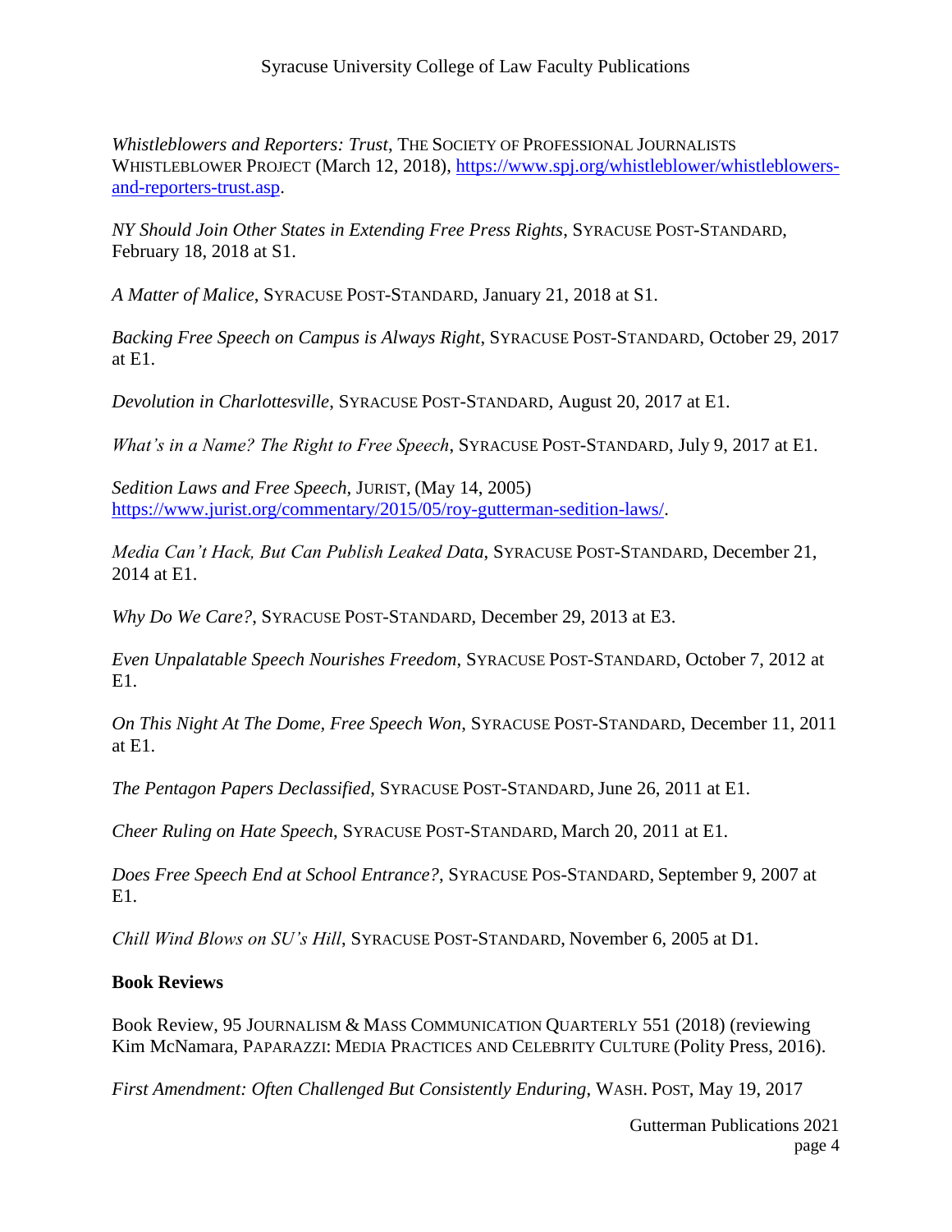*Whistleblowers and Reporters: Trust*, THE SOCIETY OF PROFESSIONAL JOURNALISTS WHISTLEBLOWER PROJECT (March 12, 2018), https://www.spj.org/whistleblower/whistleblowers-and-reporters-trust.asp.

*NY Should Join Other States in Extending Free Press Rights*, SYRACUSE POST-STANDARD, February 18, 2018 at S1.

*A Matter of Malice*, SYRACUSE POST-STANDARD, January 21, 2018 at S1.

*Backing Free Speech on Campus is Always Right*, SYRACUSE POST-STANDARD, October 29, 2017 at E1.

*Devolution in Charlottesville*, SYRACUSE POST-STANDARD, August 20, 2017 at E1.

*What's in a Name? The Right to Free Speech*, SYRACUSE POST-STANDARD, July 9, 2017 at E1.

*Sedition Laws and Free Speech*, JURIST, (May 14, 2005) https://www.jurist.org/commentary/2015/05/roy-gutterman-sedition-laws/.

*Media Can't Hack, But Can Publish Leaked Data*, SYRACUSE POST-STANDARD, December 21, 2014 at E1.

*Why Do We Care?*, SYRACUSE POST-STANDARD, December 29, 2013 at E3.

*Even Unpalatable Speech Nourishes Freedom*, SYRACUSE POST-STANDARD, October 7, 2012 at E1.

*On This Night At The Dome, Free Speech Won*, SYRACUSE POST-STANDARD, December 11, 2011 at E1.

*The Pentagon Papers Declassified*, SYRACUSE POST-STANDARD, June 26, 2011 at E1.

*Cheer Ruling on Hate Speech*, SYRACUSE POST-STANDARD, March 20, 2011 at E1.

*Does Free Speech End at School Entrance?*, SYRACUSE POS-STANDARD, September 9, 2007 at E1.

*Chill Wind Blows on SU's Hill*, SYRACUSE POST-STANDARD, November 6, 2005 at D1.

**Book Reviews**

Book Review, 95 JOURNALISM & MASS COMMUNICATION QUARTERLY 551 (2018) (reviewing Kim McNamara, PAPARAZZI: MEDIA PRACTICES AND CELEBRITY CULTURE (Polity Press, 2016).

*First Amendment: Often Challenged But Consistently Enduring*, WASH. POST, May 19, 2017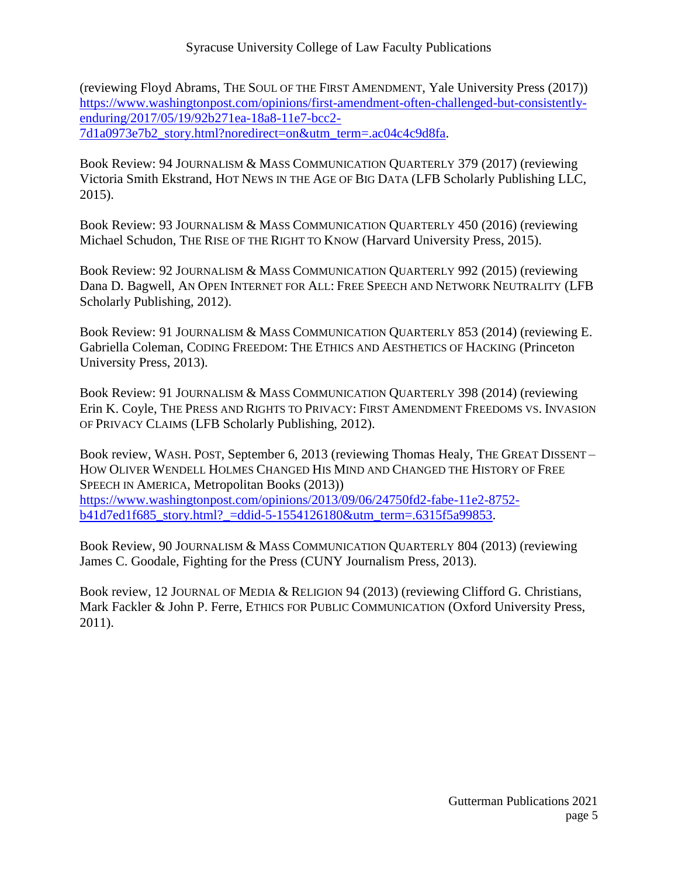(reviewing Floyd Abrams, THE SOUL OF THE FIRST AMENDMENT, Yale University Press (2017)) https://www.washingtonpost.com/opinions/first-amendment-often-challenged-but-consistently-enduring/2017/05/19/92b271ea-18a8-11e7-bcc2-7d1a0973e7b2_story.html?noredirect=on&utm_term=.ac04c4c9d8fa.

Book Review: 94 JOURNALISM & MASS COMMUNICATION QUARTERLY 379 (2017) (reviewing Victoria Smith Ekstrand, HOT NEWS IN THE AGE OF BIG DATA (LFB Scholarly Publishing LLC, 2015).

Book Review: 93 JOURNALISM & MASS COMMUNICATION QUARTERLY 450 (2016) (reviewing Michael Schudon, THE RISE OF THE RIGHT TO KNOW (Harvard University Press, 2015).

Book Review: 92 JOURNALISM & MASS COMMUNICATION QUARTERLY 992 (2015) (reviewing Dana D. Bagwell, AN OPEN INTERNET FOR ALL: FREE SPEECH AND NETWORK NEUTRALITY (LFB Scholarly Publishing, 2012).

Book Review: 91 JOURNALISM & MASS COMMUNICATION QUARTERLY 853 (2014) (reviewing E. Gabriella Coleman, CODING FREEDOM: THE ETHICS AND AESTHETICS OF HACKING (Princeton University Press, 2013).

Book Review: 91 JOURNALISM & MASS COMMUNICATION QUARTERLY 398 (2014) (reviewing Erin K. Coyle, THE PRESS AND RIGHTS TO PRIVACY: FIRST AMENDMENT FREEDOMS VS. INVASION OF PRIVACY CLAIMS (LFB Scholarly Publishing, 2012).

Book review, WASH. POST, September 6, 2013 (reviewing Thomas Healy, THE GREAT DISSENT – HOW OLIVER WENDELL HOLMES CHANGED HIS MIND AND CHANGED THE HISTORY OF FREE SPEECH IN AMERICA, Metropolitan Books (2013)) https://www.washingtonpost.com/opinions/2013/09/06/24750fd2-fabe-11e2-8752-b41d7ed1f685_story.html?_=ddid-5-1554126180&utm_term=.6315f5a99853.

Book Review, 90 JOURNALISM & MASS COMMUNICATION QUARTERLY 804 (2013) (reviewing James C. Goodale, Fighting for the Press (CUNY Journalism Press, 2013).

Book review, 12 JOURNAL OF MEDIA & RELIGION 94 (2013) (reviewing Clifford G. Christians, Mark Fackler & John P. Ferre, ETHICS FOR PUBLIC COMMUNICATION (Oxford University Press, 2011).